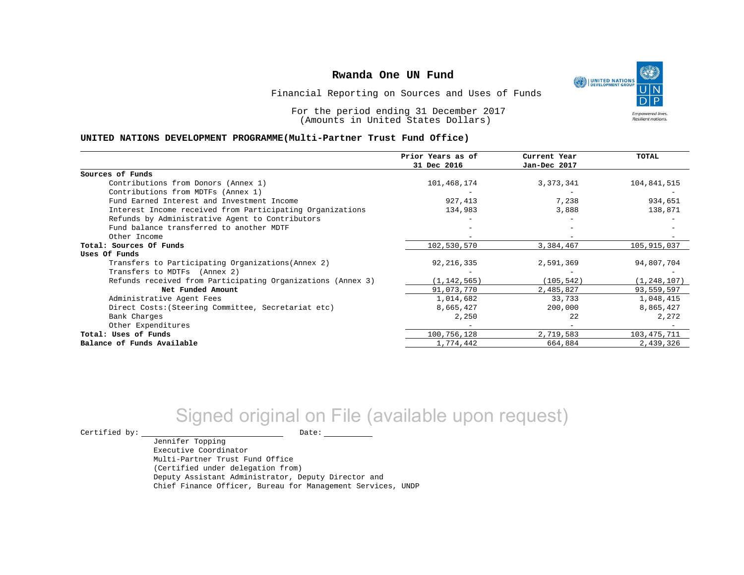# Rwanda One UN Fund

Financial Reporting on Sources and Uses of Funds

For the period ending 31 December 2017
(Amounts in United States Dollars)

**UNITED NATIONS DEVELOPMENT PROGRAMME(Multi-Partner Trust Fund Office)**

| | Prior Years as of 31 Dec 2016 | Current Year Jan-Dec 2017 | TOTAL |
|---|---|---|---|
| **Sources of Funds** | | | |
| Contributions from Donors (Annex 1) | 101,468,174 | 3,373,341 | 104,841,515 |
| Contributions from MDTFs (Annex 1) | - | - | - |
| Fund Earned Interest and Investment Income | 927,413 | 7,238 | 934,651 |
| Interest Income received from Participating Organizations | 134,983 | 3,888 | 138,871 |
| Refunds by Administrative Agent to Contributors | - | - | - |
| Fund balance transferred to another MDTF | - | - | - |
| Other Income | - | - | - |
| **Total: Sources Of Funds** | 102,530,570 | 3,384,467 | 105,915,037 |
| **Uses Of Funds** | | | |
| Transfers to Participating Organizations(Annex 2) | 92,216,335 | 2,591,369 | 94,807,704 |
| Transfers to MDTFs (Annex 2) | - | - | - |
| Refunds received from Participating Organizations (Annex 3) | (1,142,565) | (105,542) | (1,248,107) |
| **Net Funded Amount** | 91,073,770 | 2,485,827 | 93,559,597 |
| Administrative Agent Fees | 1,014,682 | 33,733 | 1,048,415 |
| Direct Costs:(Steering Committee, Secretariat etc) | 8,665,427 | 200,000 | 8,865,427 |
| Bank Charges | 2,250 | 22 | 2,272 |
| Other Expenditures | - | - | - |
| **Total: Uses of Funds** | 100,756,128 | 2,719,583 | 103,475,711 |
| **Balance of Funds Available** | 1,774,442 | 664,884 | 2,439,326 |

Signed original on File (available upon request)

Certified by: ______________________ Date: __________

Jennifer Topping
Executive Coordinator
Multi-Partner Trust Fund Office
(Certified under delegation from)
Deputy Assistant Administrator, Deputy Director and
Chief Finance Officer, Bureau for Management Services, UNDP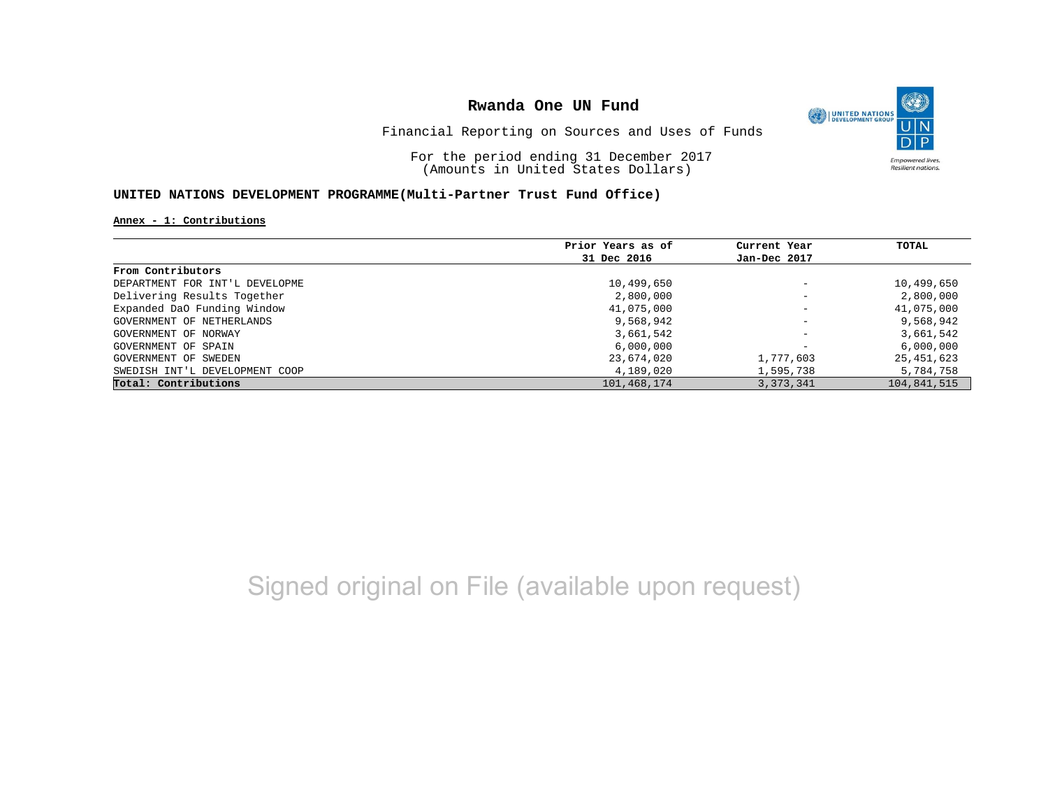# Rwanda One UN Fund

Financial Reporting on Sources and Uses of Funds

For the period ending 31 December 2017
(Amounts in United States Dollars)

## UNITED NATIONS DEVELOPMENT PROGRAMME(Multi-Partner Trust Fund Office)

**Annex - 1: Contributions**

| | Prior Years as of 31 Dec 2016 | Current Year Jan-Dec 2017 | TOTAL |
|---|---|---|---|
| **From Contributors** | | | |
| DEPARTMENT FOR INT'L DEVELOPME | 10,499,650 | - | 10,499,650 |
| Delivering Results Together | 2,800,000 | - | 2,800,000 |
| Expanded DaO Funding Window | 41,075,000 | - | 41,075,000 |
| GOVERNMENT OF NETHERLANDS | 9,568,942 | - | 9,568,942 |
| GOVERNMENT OF NORWAY | 3,661,542 | - | 3,661,542 |
| GOVERNMENT OF SPAIN | 6,000,000 | - | 6,000,000 |
| GOVERNMENT OF SWEDEN | 23,674,020 | 1,777,603 | 25,451,623 |
| SWEDISH INT'L DEVELOPMENT COOP | 4,189,020 | 1,595,738 | 5,784,758 |
| **Total: Contributions** | 101,468,174 | 3,373,341 | 104,841,515 |

Signed original on File (available upon request)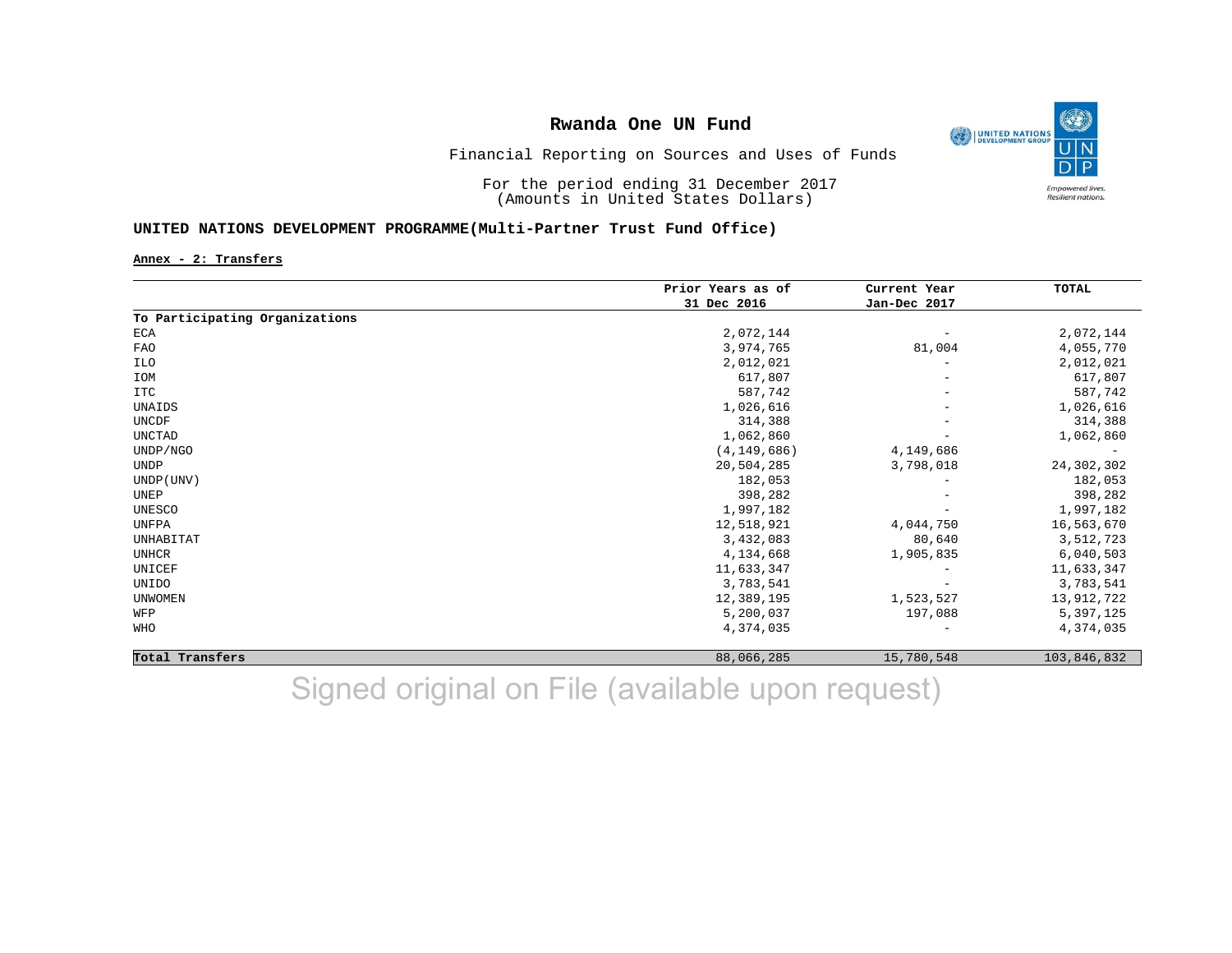# Rwanda One UN Fund

Financial Reporting on Sources and Uses of Funds

For the period ending 31 December 2017
(Amounts in United States Dollars)

**UNITED NATIONS DEVELOPMENT PROGRAMME(Multi-Partner Trust Fund Office)**

**Annex - 2: Transfers**

| | Prior Years as of 31 Dec 2016 | Current Year Jan-Dec 2017 | TOTAL |
|---|---|---|---|
| **To Participating Organizations** | | | |
| ECA | 2,072,144 | - | 2,072,144 |
| FAO | 3,974,765 | 81,004 | 4,055,770 |
| ILO | 2,012,021 | - | 2,012,021 |
| IOM | 617,807 | - | 617,807 |
| ITC | 587,742 | - | 587,742 |
| UNAIDS | 1,026,616 | - | 1,026,616 |
| UNCDF | 314,388 | - | 314,388 |
| UNCTAD | 1,062,860 | - | 1,062,860 |
| UNDP/NGO | (4,149,686) | 4,149,686 | - |
| UNDP | 20,504,285 | 3,798,018 | 24,302,302 |
| UNDP(UNV) | 182,053 | - | 182,053 |
| UNEP | 398,282 | - | 398,282 |
| UNESCO | 1,997,182 | - | 1,997,182 |
| UNFPA | 12,518,921 | 4,044,750 | 16,563,670 |
| UNHABITAT | 3,432,083 | 80,640 | 3,512,723 |
| UNHCR | 4,134,668 | 1,905,835 | 6,040,503 |
| UNICEF | 11,633,347 | - | 11,633,347 |
| UNIDO | 3,783,541 | - | 3,783,541 |
| UNWOMEN | 12,389,195 | 1,523,527 | 13,912,722 |
| WFP | 5,200,037 | 197,088 | 5,397,125 |
| WHO | 4,374,035 | - | 4,374,035 |
| **Total Transfers** | 88,066,285 | 15,780,548 | 103,846,832 |

Signed original on File (available upon request)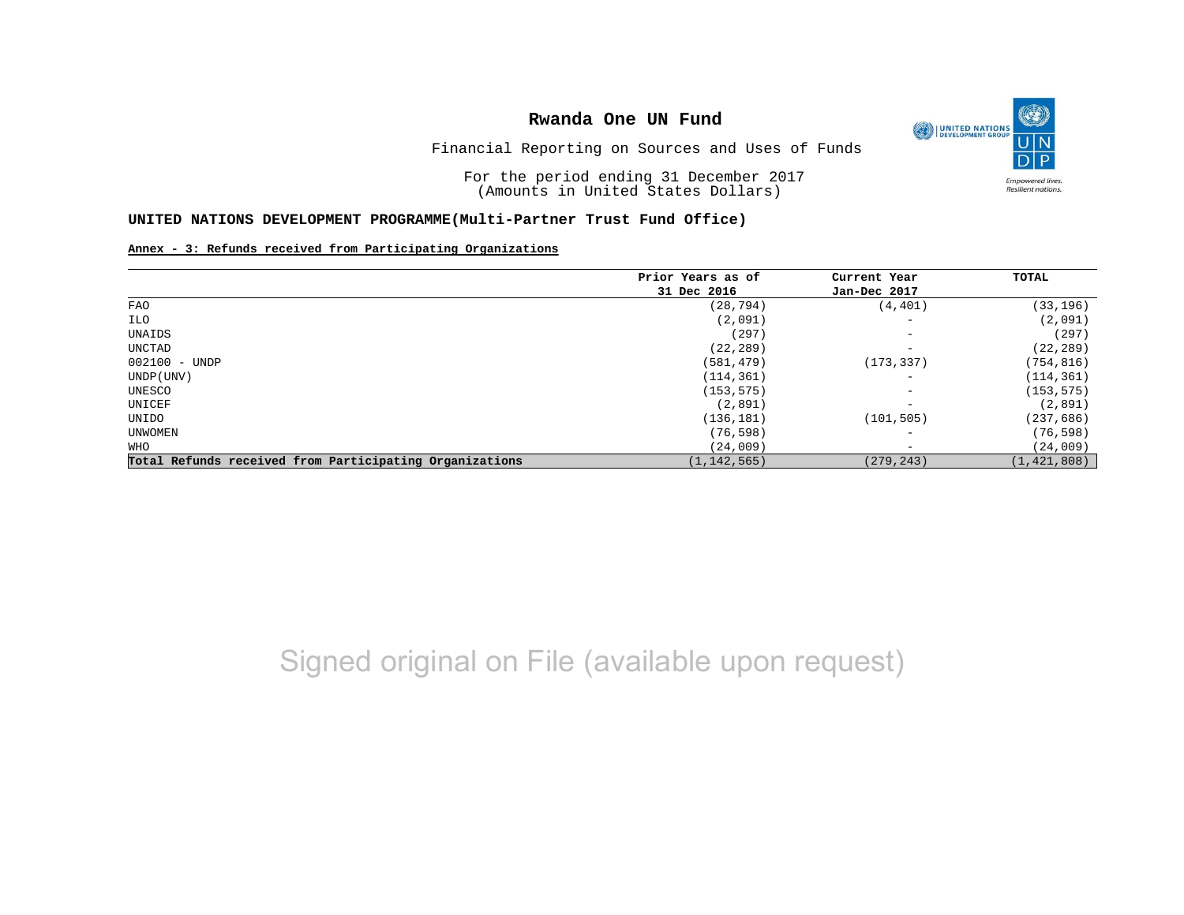# Rwanda One UN Fund

Financial Reporting on Sources and Uses of Funds

For the period ending 31 December 2017
(Amounts in United States Dollars)

## UNITED NATIONS DEVELOPMENT PROGRAMME(Multi-Partner Trust Fund Office)

**Annex - 3: Refunds received from Participating Organizations**

| | Prior Years as of 31 Dec 2016 | Current Year Jan-Dec 2017 | TOTAL |
|---|---|---|---|
| FAO | (28,794) | (4,401) | (33,196) |
| ILO | (2,091) | - | (2,091) |
| UNAIDS | (297) | - | (297) |
| UNCTAD | (22,289) | - | (22,289) |
| 002100 - UNDP | (581,479) | (173,337) | (754,816) |
| UNDP(UNV) | (114,361) | - | (114,361) |
| UNESCO | (153,575) | - | (153,575) |
| UNICEF | (2,891) | - | (2,891) |
| UNIDO | (136,181) | (101,505) | (237,686) |
| UNWOMEN | (76,598) | - | (76,598) |
| WHO | (24,009) | - | (24,009) |
| **Total Refunds received from Participating Organizations** | (1,142,565) | (279,243) | (1,421,808) |

Signed original on File (available upon request)